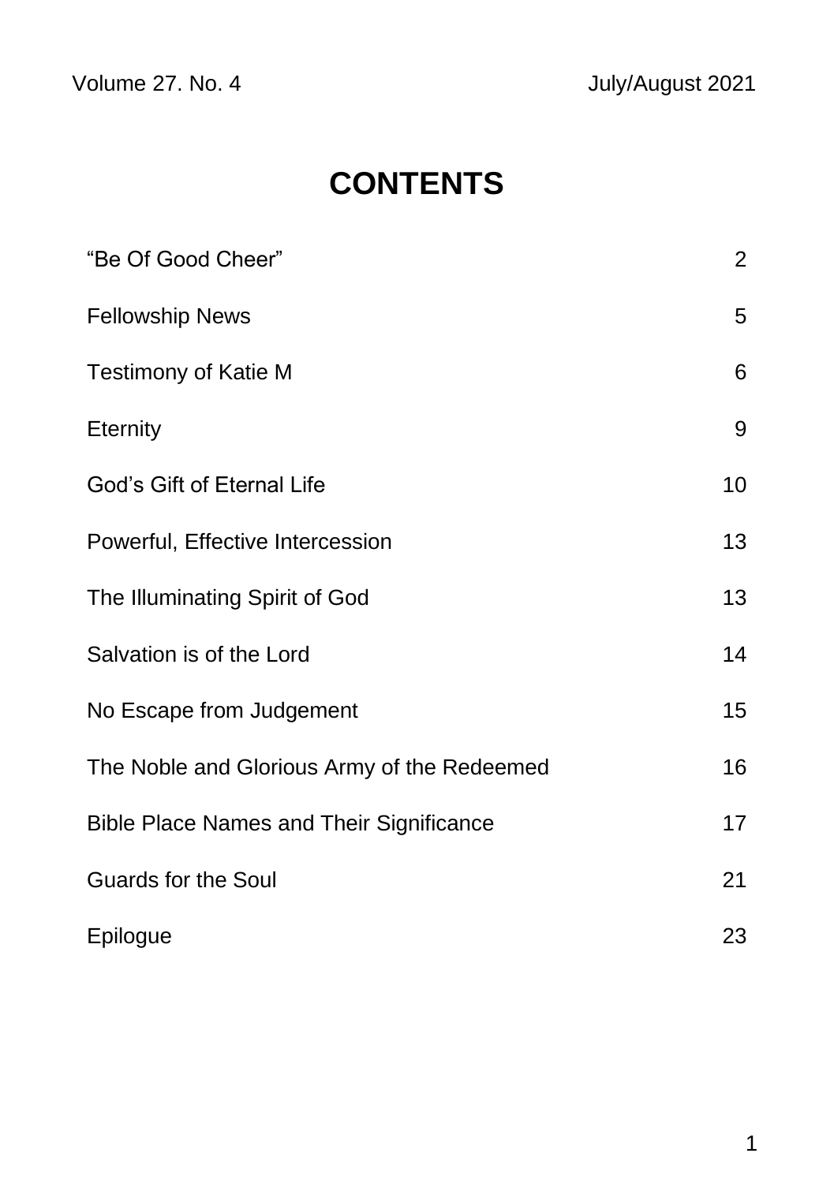Volume 27. No. 4 July/August 2021

# CONTENTS

| | |
|---|---|
| "Be Of Good Cheer" | 2 |
| Fellowship News | 5 |
| Testimony of Katie M | 6 |
| Eternity | 9 |
| God's Gift of Eternal Life | 10 |
| Powerful, Effective Intercession | 13 |
| The Illuminating Spirit of God | 13 |
| Salvation is of the Lord | 14 |
| No Escape from Judgement | 15 |
| The Noble and Glorious Army of the Redeemed | 16 |
| Bible Place Names and Their Significance | 17 |
| Guards for the Soul | 21 |
| Epilogue | 23 |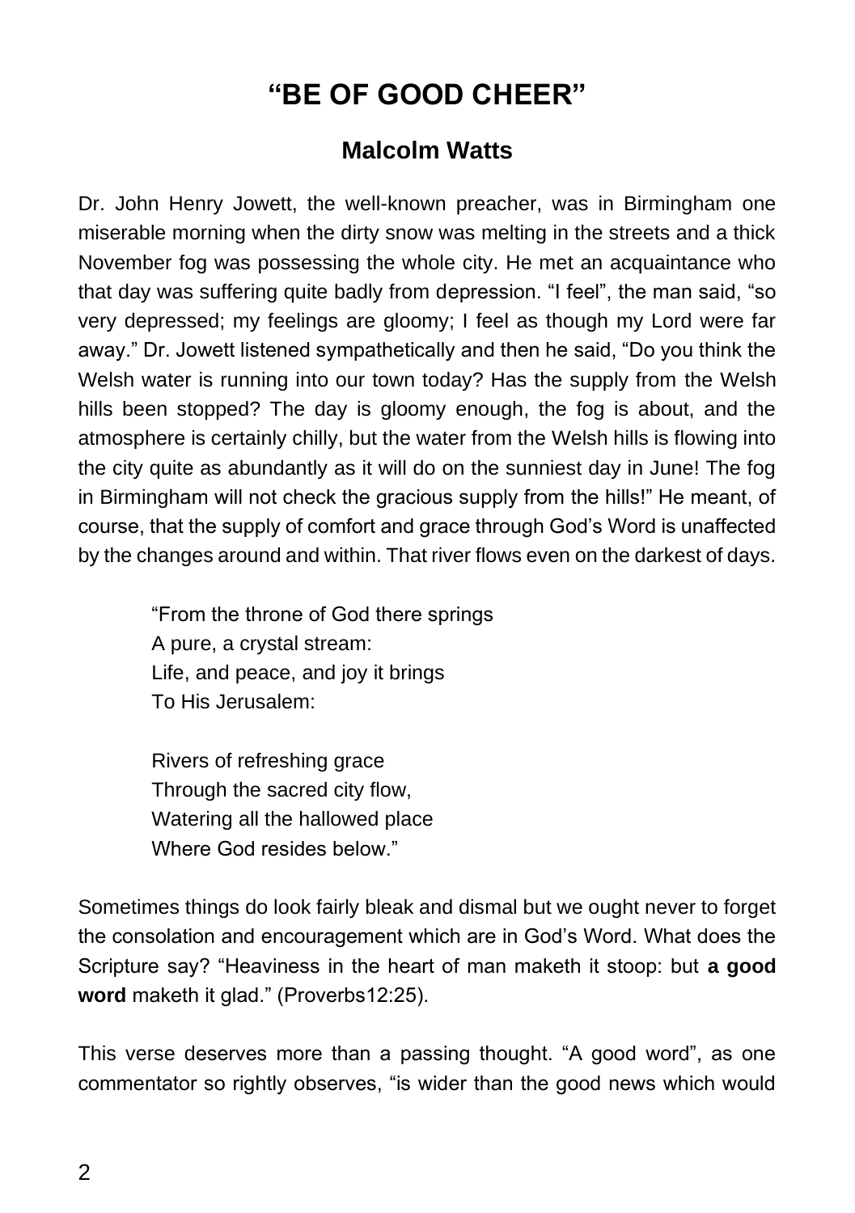# "BE OF GOOD CHEER"

## Malcolm Watts

Dr. John Henry Jowett, the well-known preacher, was in Birmingham one miserable morning when the dirty snow was melting in the streets and a thick November fog was possessing the whole city. He met an acquaintance who that day was suffering quite badly from depression. "I feel", the man said, "so very depressed; my feelings are gloomy; I feel as though my Lord were far away." Dr. Jowett listened sympathetically and then he said, "Do you think the Welsh water is running into our town today? Has the supply from the Welsh hills been stopped? The day is gloomy enough, the fog is about, and the atmosphere is certainly chilly, but the water from the Welsh hills is flowing into the city quite as abundantly as it will do on the sunniest day in June! The fog in Birmingham will not check the gracious supply from the hills!" He meant, of course, that the supply of comfort and grace through God's Word is unaffected by the changes around and within. That river flows even on the darkest of days.

> "From the throne of God there springs
> A pure, a crystal stream:
> Life, and peace, and joy it brings
> To His Jerusalem:
>
> Rivers of refreshing grace
> Through the sacred city flow,
> Watering all the hallowed place
> Where God resides below."

Sometimes things do look fairly bleak and dismal but we ought never to forget the consolation and encouragement which are in God's Word. What does the Scripture say? "Heaviness in the heart of man maketh it stoop: but **a good word** maketh it glad." (Proverbs12:25).

This verse deserves more than a passing thought. "A good word", as one commentator so rightly observes, "is wider than the good news which would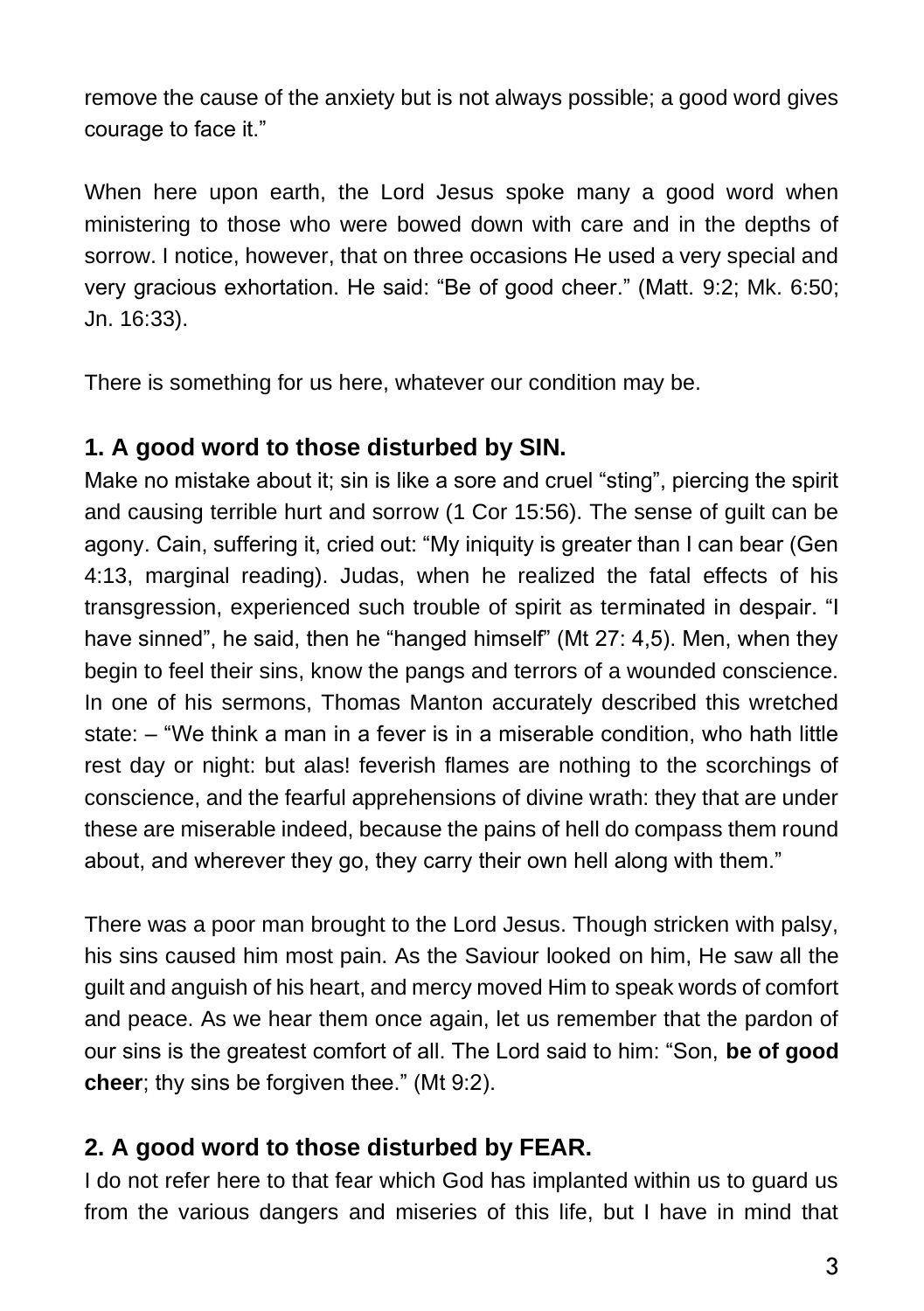remove the cause of the anxiety but is not always possible; a good word gives courage to face it."

When here upon earth, the Lord Jesus spoke many a good word when ministering to those who were bowed down with care and in the depths of sorrow. I notice, however, that on three occasions He used a very special and very gracious exhortation. He said: "Be of good cheer." (Matt. 9:2; Mk. 6:50; Jn. 16:33).

There is something for us here, whatever our condition may be.

### 1. A good word to those disturbed by SIN.

Make no mistake about it; sin is like a sore and cruel "sting", piercing the spirit and causing terrible hurt and sorrow (1 Cor 15:56). The sense of guilt can be agony. Cain, suffering it, cried out: "My iniquity is greater than I can bear (Gen 4:13, marginal reading). Judas, when he realized the fatal effects of his transgression, experienced such trouble of spirit as terminated in despair. "I have sinned", he said, then he "hanged himself" (Mt 27: 4,5). Men, when they begin to feel their sins, know the pangs and terrors of a wounded conscience. In one of his sermons, Thomas Manton accurately described this wretched state: – "We think a man in a fever is in a miserable condition, who hath little rest day or night: but alas! feverish flames are nothing to the scorchings of conscience, and the fearful apprehensions of divine wrath: they that are under these are miserable indeed, because the pains of hell do compass them round about, and wherever they go, they carry their own hell along with them."

There was a poor man brought to the Lord Jesus. Though stricken with palsy, his sins caused him most pain. As the Saviour looked on him, He saw all the guilt and anguish of his heart, and mercy moved Him to speak words of comfort and peace. As we hear them once again, let us remember that the pardon of our sins is the greatest comfort of all. The Lord said to him: "Son, **be of good cheer**; thy sins be forgiven thee." (Mt 9:2).

### 2. A good word to those disturbed by FEAR.

I do not refer here to that fear which God has implanted within us to guard us from the various dangers and miseries of this life, but I have in mind that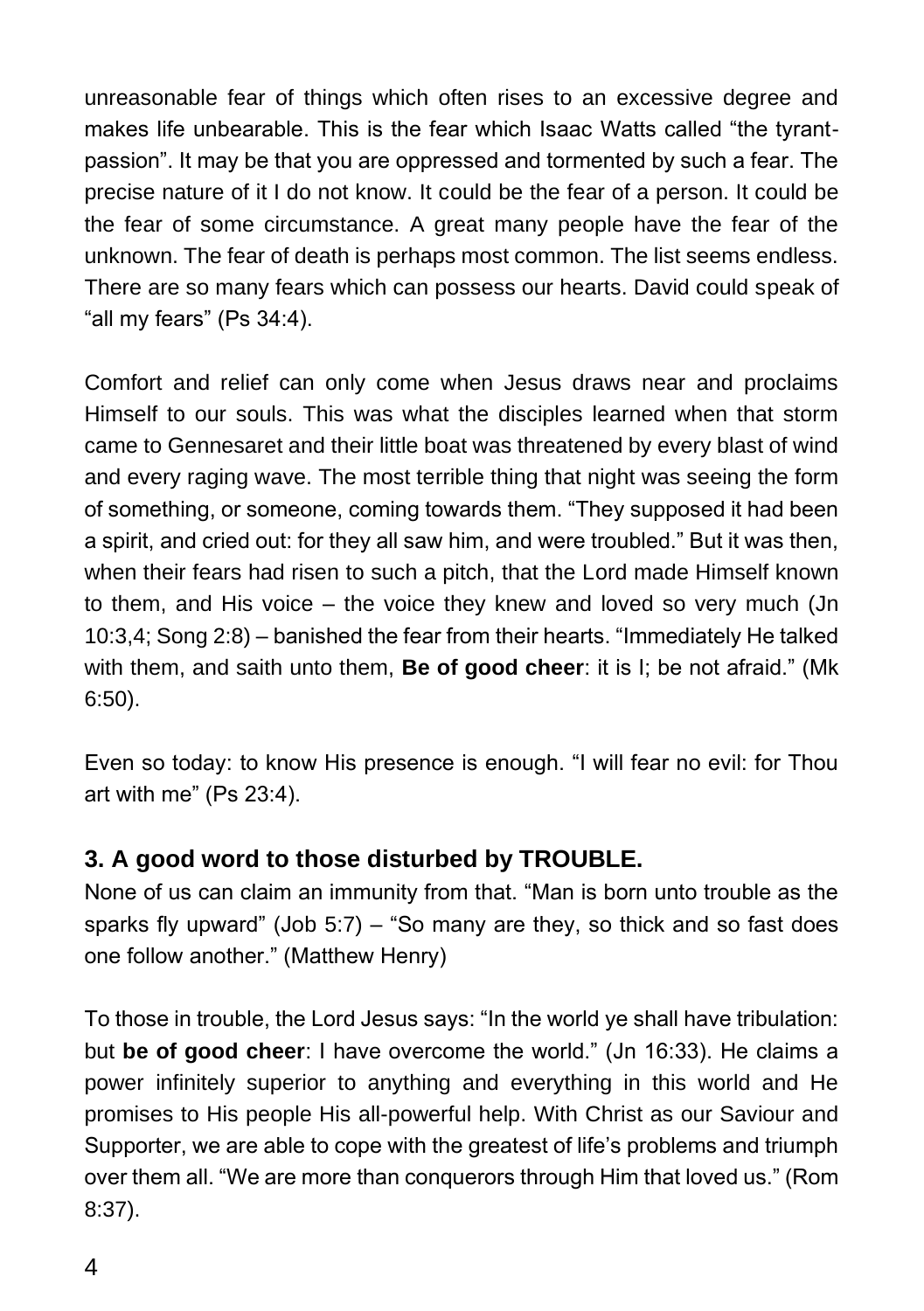unreasonable fear of things which often rises to an excessive degree and makes life unbearable. This is the fear which Isaac Watts called "the tyrant-passion". It may be that you are oppressed and tormented by such a fear. The precise nature of it I do not know. It could be the fear of a person. It could be the fear of some circumstance. A great many people have the fear of the unknown. The fear of death is perhaps most common. The list seems endless. There are so many fears which can possess our hearts. David could speak of "all my fears" (Ps 34:4).

Comfort and relief can only come when Jesus draws near and proclaims Himself to our souls. This was what the disciples learned when that storm came to Gennesaret and their little boat was threatened by every blast of wind and every raging wave. The most terrible thing that night was seeing the form of something, or someone, coming towards them. "They supposed it had been a spirit, and cried out: for they all saw him, and were troubled." But it was then, when their fears had risen to such a pitch, that the Lord made Himself known to them, and His voice – the voice they knew and loved so very much (Jn 10:3,4; Song 2:8) – banished the fear from their hearts. "Immediately He talked with them, and saith unto them, **Be of good cheer**: it is I; be not afraid." (Mk 6:50).

Even so today: to know His presence is enough. "I will fear no evil: for Thou art with me" (Ps 23:4).

### 3. A good word to those disturbed by TROUBLE.

None of us can claim an immunity from that. "Man is born unto trouble as the sparks fly upward" (Job 5:7) – "So many are they, so thick and so fast does one follow another." (Matthew Henry)

To those in trouble, the Lord Jesus says: "In the world ye shall have tribulation: but **be of good cheer**: I have overcome the world." (Jn 16:33). He claims a power infinitely superior to anything and everything in this world and He promises to His people His all-powerful help. With Christ as our Saviour and Supporter, we are able to cope with the greatest of life's problems and triumph over them all. "We are more than conquerors through Him that loved us." (Rom 8:37).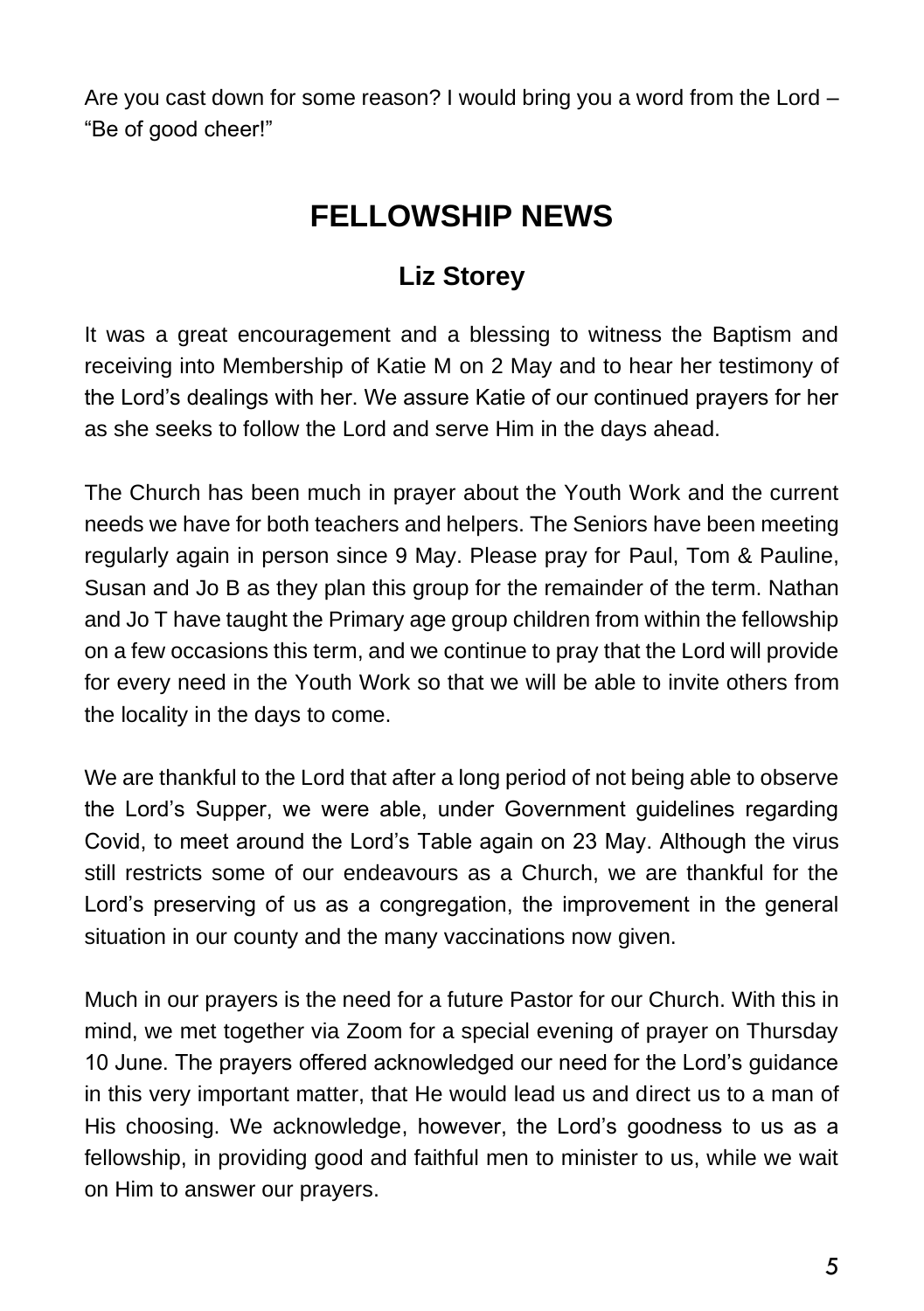Are you cast down for some reason? I would bring you a word from the Lord – "Be of good cheer!"

# FELLOWSHIP NEWS

## Liz Storey

It was a great encouragement and a blessing to witness the Baptism and receiving into Membership of Katie M on 2 May and to hear her testimony of the Lord's dealings with her. We assure Katie of our continued prayers for her as she seeks to follow the Lord and serve Him in the days ahead.

The Church has been much in prayer about the Youth Work and the current needs we have for both teachers and helpers. The Seniors have been meeting regularly again in person since 9 May. Please pray for Paul, Tom & Pauline, Susan and Jo B as they plan this group for the remainder of the term. Nathan and Jo T have taught the Primary age group children from within the fellowship on a few occasions this term, and we continue to pray that the Lord will provide for every need in the Youth Work so that we will be able to invite others from the locality in the days to come.

We are thankful to the Lord that after a long period of not being able to observe the Lord's Supper, we were able, under Government guidelines regarding Covid, to meet around the Lord's Table again on 23 May. Although the virus still restricts some of our endeavours as a Church, we are thankful for the Lord's preserving of us as a congregation, the improvement in the general situation in our county and the many vaccinations now given.

Much in our prayers is the need for a future Pastor for our Church. With this in mind, we met together via Zoom for a special evening of prayer on Thursday 10 June. The prayers offered acknowledged our need for the Lord's guidance in this very important matter, that He would lead us and direct us to a man of His choosing. We acknowledge, however, the Lord's goodness to us as a fellowship, in providing good and faithful men to minister to us, while we wait on Him to answer our prayers.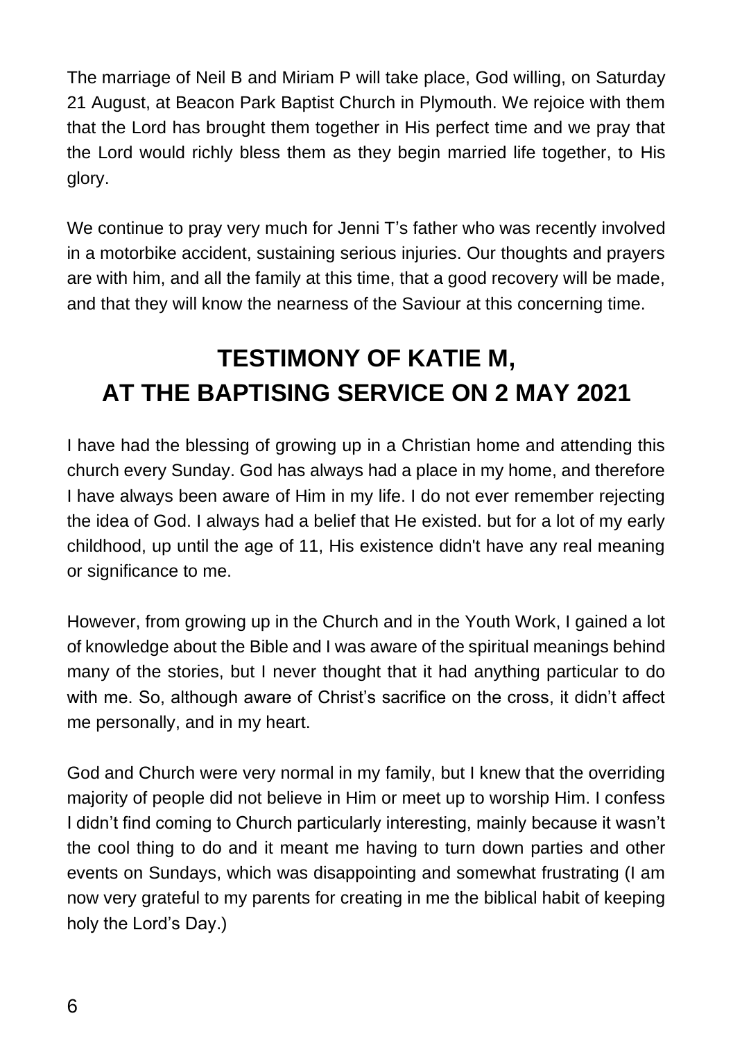The marriage of Neil B and Miriam P will take place, God willing, on Saturday 21 August, at Beacon Park Baptist Church in Plymouth. We rejoice with them that the Lord has brought them together in His perfect time and we pray that the Lord would richly bless them as they begin married life together, to His glory.

We continue to pray very much for Jenni T's father who was recently involved in a motorbike accident, sustaining serious injuries. Our thoughts and prayers are with him, and all the family at this time, that a good recovery will be made, and that they will know the nearness of the Saviour at this concerning time.

## TESTIMONY OF KATIE M, AT THE BAPTISING SERVICE ON 2 MAY 2021

I have had the blessing of growing up in a Christian home and attending this church every Sunday. God has always had a place in my home, and therefore I have always been aware of Him in my life. I do not ever remember rejecting the idea of God. I always had a belief that He existed. but for a lot of my early childhood, up until the age of 11, His existence didn't have any real meaning or significance to me.

However, from growing up in the Church and in the Youth Work, I gained a lot of knowledge about the Bible and I was aware of the spiritual meanings behind many of the stories, but I never thought that it had anything particular to do with me. So, although aware of Christ's sacrifice on the cross, it didn't affect me personally, and in my heart.

God and Church were very normal in my family, but I knew that the overriding majority of people did not believe in Him or meet up to worship Him. I confess I didn't find coming to Church particularly interesting, mainly because it wasn't the cool thing to do and it meant me having to turn down parties and other events on Sundays, which was disappointing and somewhat frustrating (I am now very grateful to my parents for creating in me the biblical habit of keeping holy the Lord's Day.)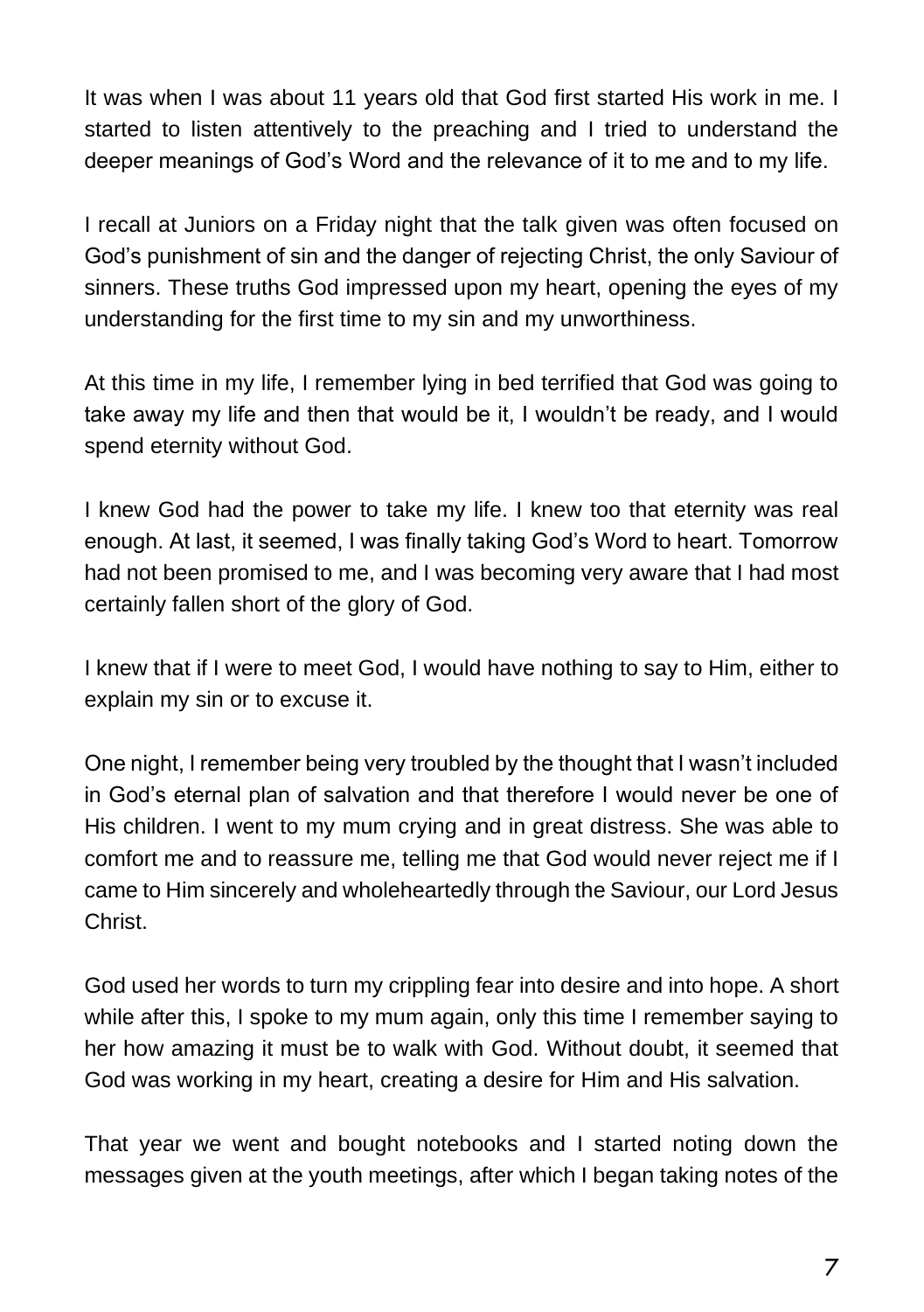It was when I was about 11 years old that God first started His work in me. I started to listen attentively to the preaching and I tried to understand the deeper meanings of God's Word and the relevance of it to me and to my life.

I recall at Juniors on a Friday night that the talk given was often focused on God's punishment of sin and the danger of rejecting Christ, the only Saviour of sinners. These truths God impressed upon my heart, opening the eyes of my understanding for the first time to my sin and my unworthiness.

At this time in my life, I remember lying in bed terrified that God was going to take away my life and then that would be it, I wouldn't be ready, and I would spend eternity without God.

I knew God had the power to take my life. I knew too that eternity was real enough. At last, it seemed, I was finally taking God's Word to heart. Tomorrow had not been promised to me, and I was becoming very aware that I had most certainly fallen short of the glory of God.

I knew that if I were to meet God, I would have nothing to say to Him, either to explain my sin or to excuse it.

One night, I remember being very troubled by the thought that I wasn't included in God's eternal plan of salvation and that therefore I would never be one of His children. I went to my mum crying and in great distress. She was able to comfort me and to reassure me, telling me that God would never reject me if I came to Him sincerely and wholeheartedly through the Saviour, our Lord Jesus Christ.

God used her words to turn my crippling fear into desire and into hope. A short while after this, I spoke to my mum again, only this time I remember saying to her how amazing it must be to walk with God. Without doubt, it seemed that God was working in my heart, creating a desire for Him and His salvation.

That year we went and bought notebooks and I started noting down the messages given at the youth meetings, after which I began taking notes of the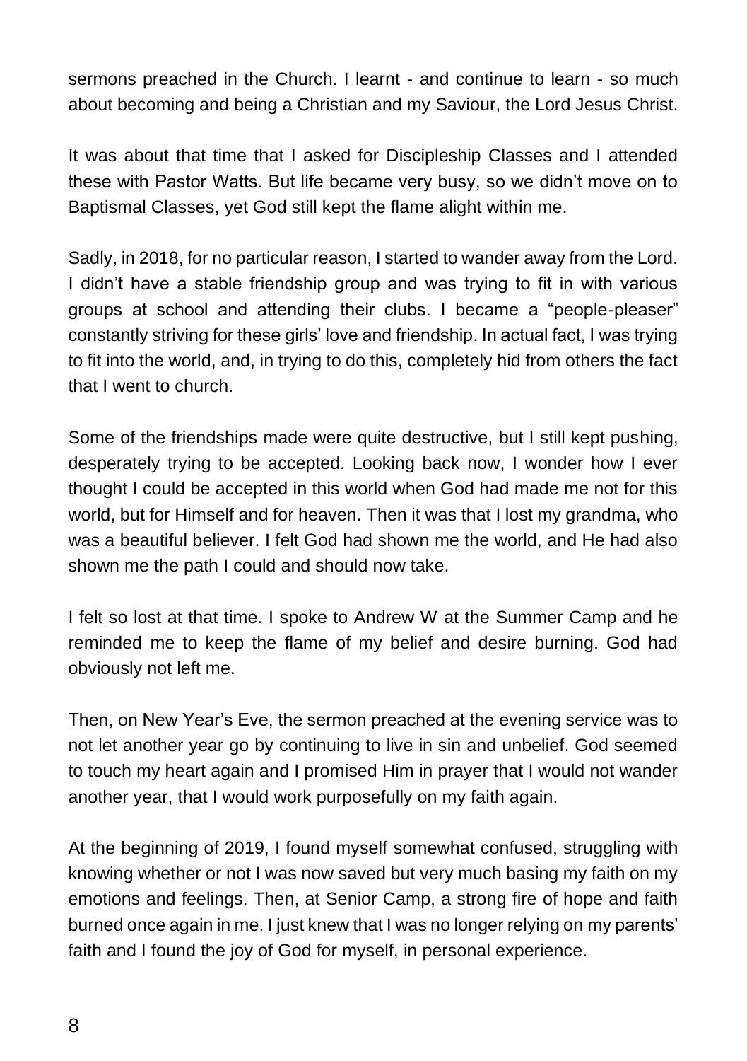sermons preached in the Church. I learnt - and continue to learn - so much about becoming and being a Christian and my Saviour, the Lord Jesus Christ.

It was about that time that I asked for Discipleship Classes and I attended these with Pastor Watts. But life became very busy, so we didn't move on to Baptismal Classes, yet God still kept the flame alight within me.

Sadly, in 2018, for no particular reason, I started to wander away from the Lord. I didn't have a stable friendship group and was trying to fit in with various groups at school and attending their clubs. I became a "people-pleaser" constantly striving for these girls' love and friendship. In actual fact, I was trying to fit into the world, and, in trying to do this, completely hid from others the fact that I went to church.

Some of the friendships made were quite destructive, but I still kept pushing, desperately trying to be accepted. Looking back now, I wonder how I ever thought I could be accepted in this world when God had made me not for this world, but for Himself and for heaven. Then it was that I lost my grandma, who was a beautiful believer. I felt God had shown me the world, and He had also shown me the path I could and should now take.

I felt so lost at that time. I spoke to Andrew W at the Summer Camp and he reminded me to keep the flame of my belief and desire burning. God had obviously not left me.

Then, on New Year's Eve, the sermon preached at the evening service was to not let another year go by continuing to live in sin and unbelief. God seemed to touch my heart again and I promised Him in prayer that I would not wander another year, that I would work purposefully on my faith again.

At the beginning of 2019, I found myself somewhat confused, struggling with knowing whether or not I was now saved but very much basing my faith on my emotions and feelings. Then, at Senior Camp, a strong fire of hope and faith burned once again in me. I just knew that I was no longer relying on my parents' faith and I found the joy of God for myself, in personal experience.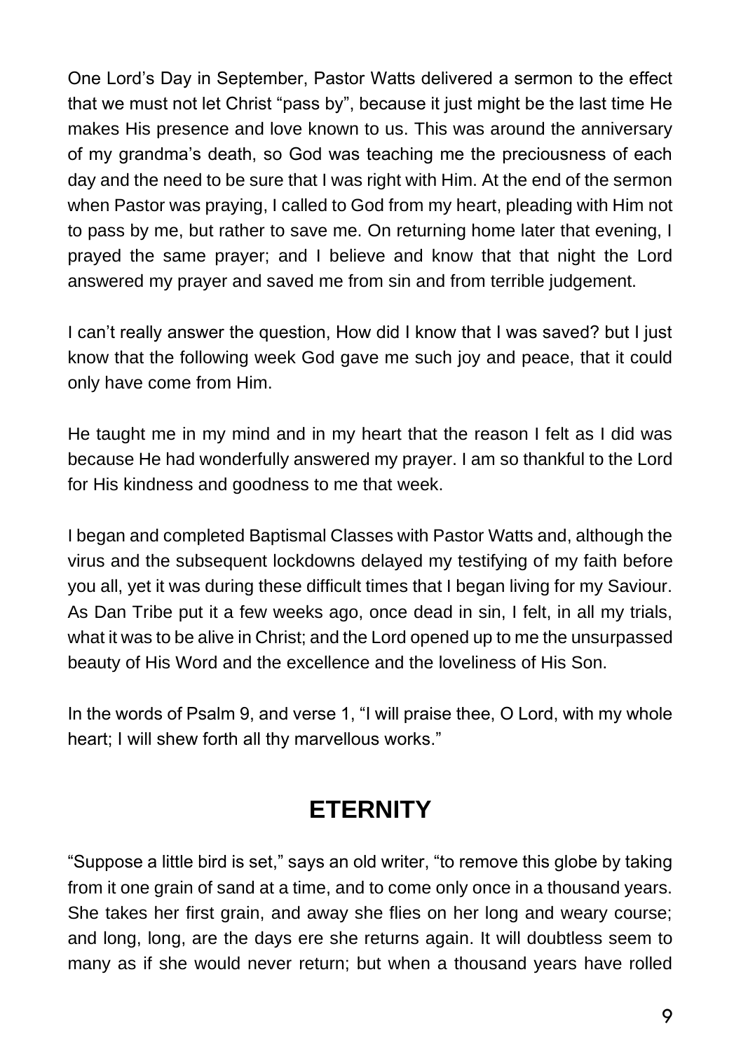One Lord's Day in September, Pastor Watts delivered a sermon to the effect that we must not let Christ "pass by", because it just might be the last time He makes His presence and love known to us. This was around the anniversary of my grandma's death, so God was teaching me the preciousness of each day and the need to be sure that I was right with Him. At the end of the sermon when Pastor was praying, I called to God from my heart, pleading with Him not to pass by me, but rather to save me. On returning home later that evening, I prayed the same prayer; and I believe and know that that night the Lord answered my prayer and saved me from sin and from terrible judgement.

I can't really answer the question, How did I know that I was saved? but I just know that the following week God gave me such joy and peace, that it could only have come from Him.

He taught me in my mind and in my heart that the reason I felt as I did was because He had wonderfully answered my prayer. I am so thankful to the Lord for His kindness and goodness to me that week.

I began and completed Baptismal Classes with Pastor Watts and, although the virus and the subsequent lockdowns delayed my testifying of my faith before you all, yet it was during these difficult times that I began living for my Saviour. As Dan Tribe put it a few weeks ago, once dead in sin, I felt, in all my trials, what it was to be alive in Christ; and the Lord opened up to me the unsurpassed beauty of His Word and the excellence and the loveliness of His Son.

In the words of Psalm 9, and verse 1, "I will praise thee, O Lord, with my whole heart; I will shew forth all thy marvellous works."

## ETERNITY

"Suppose a little bird is set," says an old writer, "to remove this globe by taking from it one grain of sand at a time, and to come only once in a thousand years. She takes her first grain, and away she flies on her long and weary course; and long, long, are the days ere she returns again. It will doubtless seem to many as if she would never return; but when a thousand years have rolled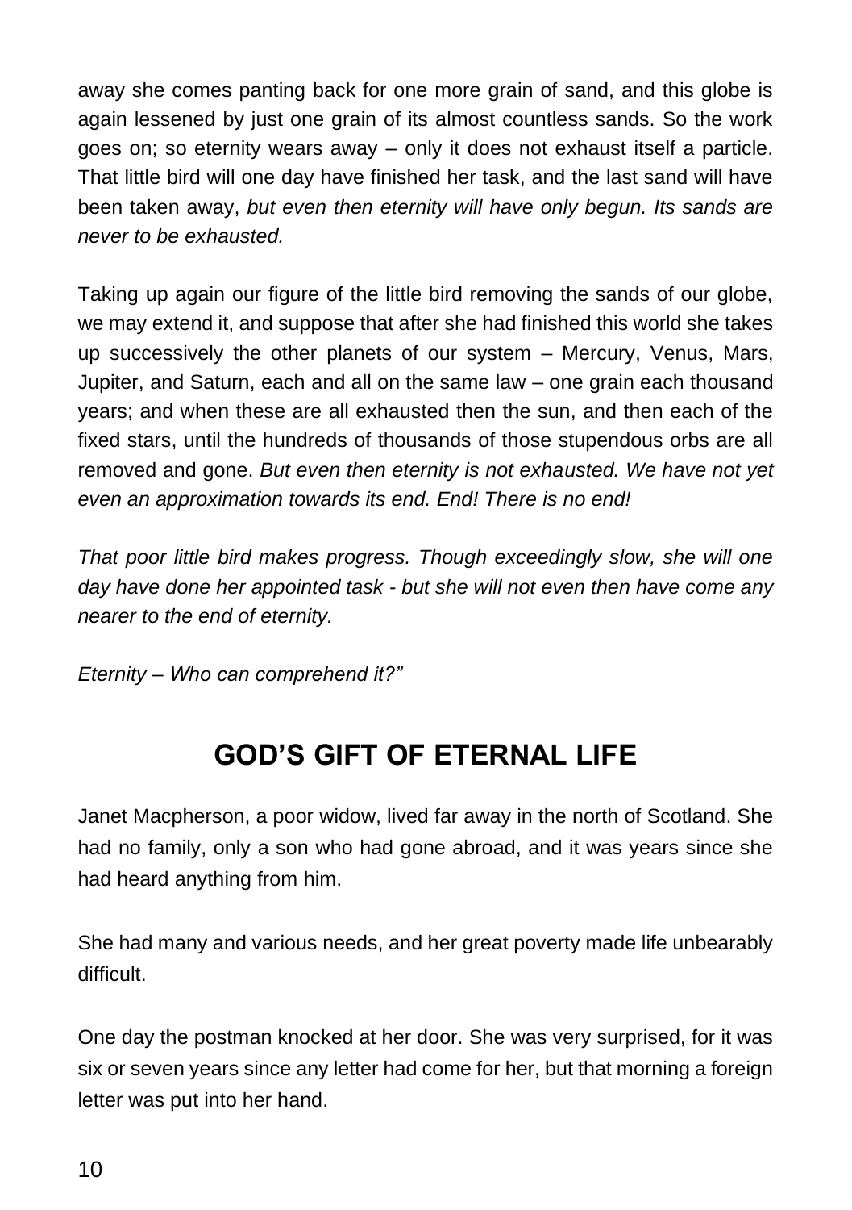away she comes panting back for one more grain of sand, and this globe is again lessened by just one grain of its almost countless sands. So the work goes on; so eternity wears away – only it does not exhaust itself a particle. That little bird will one day have finished her task, and the last sand will have been taken away, *but even then eternity will have only begun. Its sands are never to be exhausted.*

Taking up again our figure of the little bird removing the sands of our globe, we may extend it, and suppose that after she had finished this world she takes up successively the other planets of our system – Mercury, Venus, Mars, Jupiter, and Saturn, each and all on the same law – one grain each thousand years; and when these are all exhausted then the sun, and then each of the fixed stars, until the hundreds of thousands of those stupendous orbs are all removed and gone. *But even then eternity is not exhausted. We have not yet even an approximation towards its end. End! There is no end!*

*That poor little bird makes progress. Though exceedingly slow, she will one day have done her appointed task - but she will not even then have come any nearer to the end of eternity.*

*Eternity – Who can comprehend it?"*

## GOD'S GIFT OF ETERNAL LIFE

Janet Macpherson, a poor widow, lived far away in the north of Scotland. She had no family, only a son who had gone abroad, and it was years since she had heard anything from him.

She had many and various needs, and her great poverty made life unbearably difficult.

One day the postman knocked at her door. She was very surprised, for it was six or seven years since any letter had come for her, but that morning a foreign letter was put into her hand.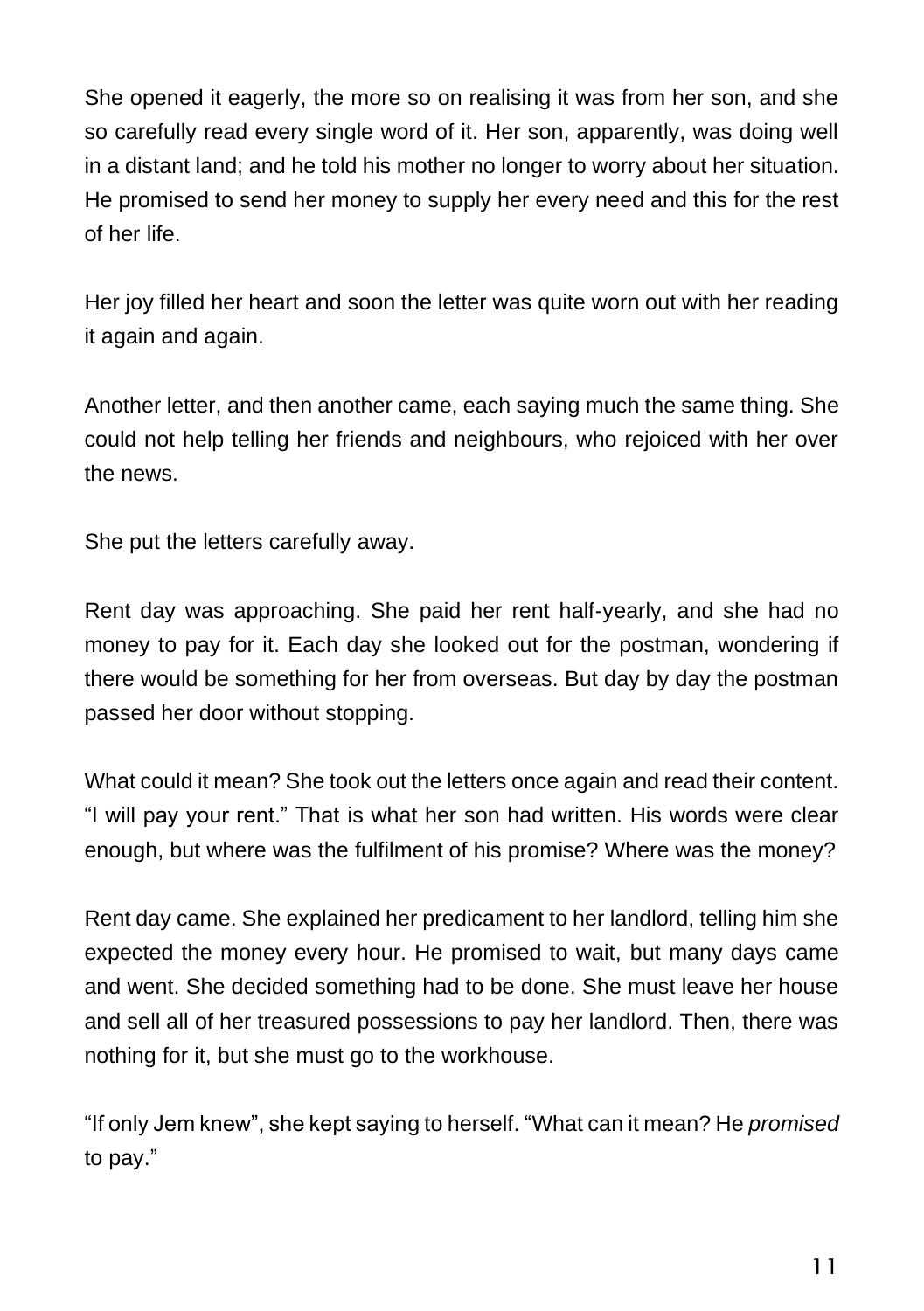She opened it eagerly, the more so on realising it was from her son, and she so carefully read every single word of it. Her son, apparently, was doing well in a distant land; and he told his mother no longer to worry about her situation. He promised to send her money to supply her every need and this for the rest of her life.

Her joy filled her heart and soon the letter was quite worn out with her reading it again and again.

Another letter, and then another came, each saying much the same thing. She could not help telling her friends and neighbours, who rejoiced with her over the news.

She put the letters carefully away.

Rent day was approaching. She paid her rent half-yearly, and she had no money to pay for it. Each day she looked out for the postman, wondering if there would be something for her from overseas. But day by day the postman passed her door without stopping.

What could it mean? She took out the letters once again and read their content. "I will pay your rent." That is what her son had written. His words were clear enough, but where was the fulfilment of his promise? Where was the money?

Rent day came. She explained her predicament to her landlord, telling him she expected the money every hour. He promised to wait, but many days came and went. She decided something had to be done. She must leave her house and sell all of her treasured possessions to pay her landlord. Then, there was nothing for it, but she must go to the workhouse.

"If only Jem knew", she kept saying to herself. "What can it mean? He *promised* to pay."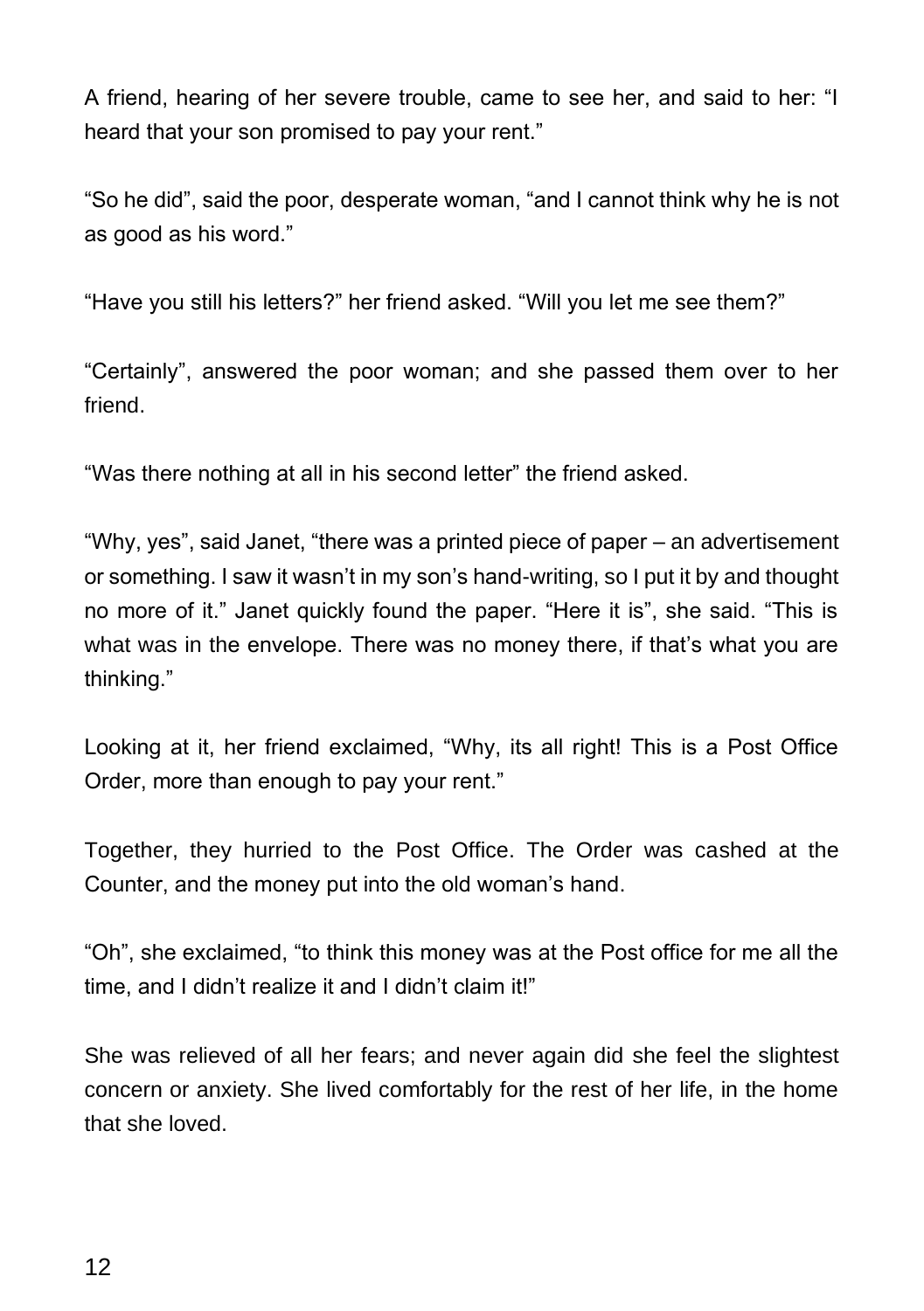A friend, hearing of her severe trouble, came to see her, and said to her: “I heard that your son promised to pay your rent.”

“So he did”, said the poor, desperate woman, “and I cannot think why he is not as good as his word.”

“Have you still his letters?” her friend asked. “Will you let me see them?”

“Certainly”, answered the poor woman; and she passed them over to her friend.

“Was there nothing at all in his second letter” the friend asked.

“Why, yes”, said Janet, “there was a printed piece of paper – an advertisement or something. I saw it wasn’t in my son’s hand-writing, so I put it by and thought no more of it.” Janet quickly found the paper. “Here it is”, she said. “This is what was in the envelope. There was no money there, if that’s what you are thinking.”

Looking at it, her friend exclaimed, “Why, its all right! This is a Post Office Order, more than enough to pay your rent.”

Together, they hurried to the Post Office. The Order was cashed at the Counter, and the money put into the old woman’s hand.

“Oh”, she exclaimed, “to think this money was at the Post office for me all the time, and I didn’t realize it and I didn’t claim it!”

She was relieved of all her fears; and never again did she feel the slightest concern or anxiety. She lived comfortably for the rest of her life, in the home that she loved.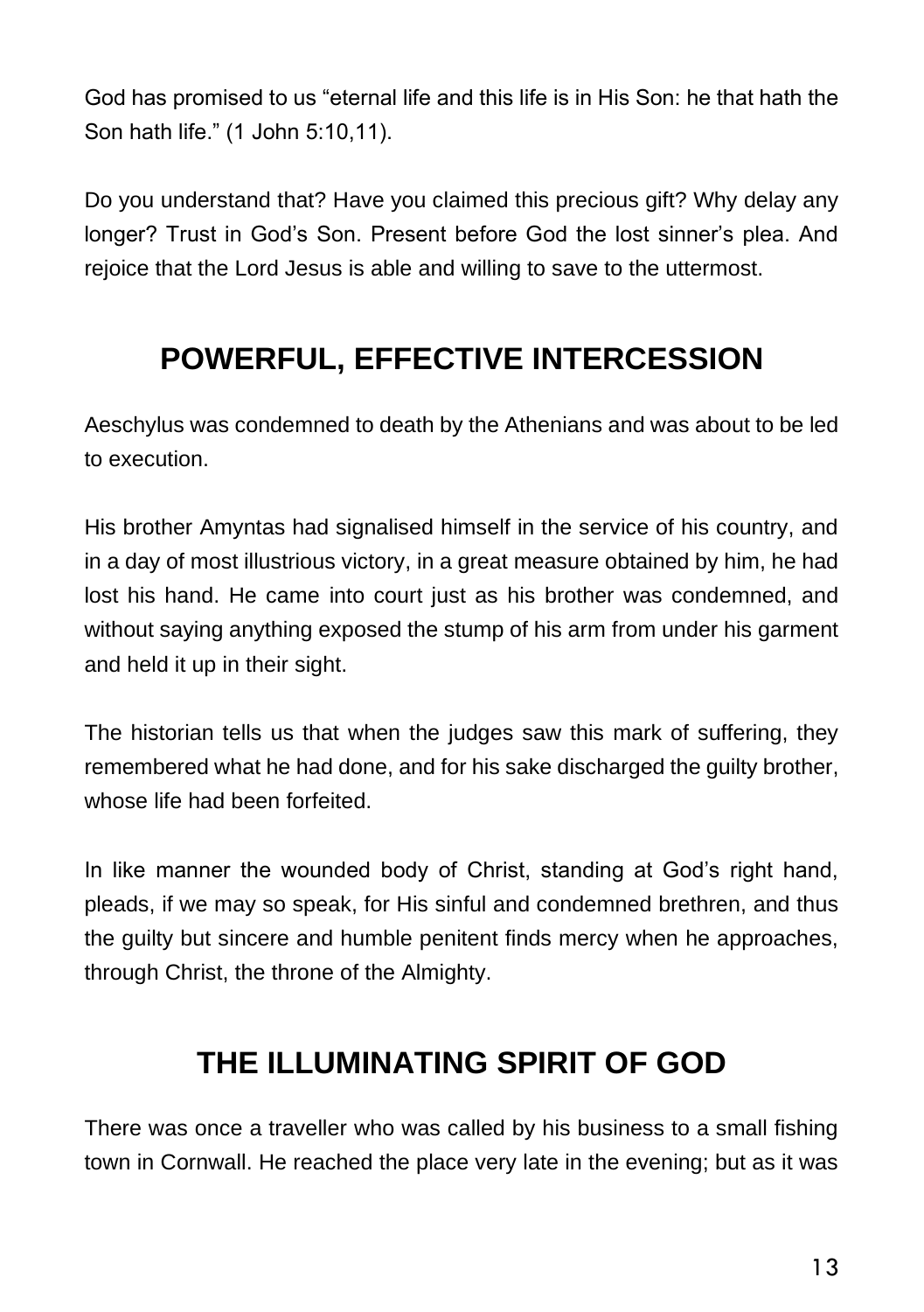God has promised to us “eternal life and this life is in His Son: he that hath the Son hath life.” (1 John 5:10,11).

Do you understand that? Have you claimed this precious gift? Why delay any longer? Trust in God’s Son. Present before God the lost sinner’s plea. And rejoice that the Lord Jesus is able and willing to save to the uttermost.

## POWERFUL, EFFECTIVE INTERCESSION

Aeschylus was condemned to death by the Athenians and was about to be led to execution.

His brother Amyntas had signalised himself in the service of his country, and in a day of most illustrious victory, in a great measure obtained by him, he had lost his hand. He came into court just as his brother was condemned, and without saying anything exposed the stump of his arm from under his garment and held it up in their sight.

The historian tells us that when the judges saw this mark of suffering, they remembered what he had done, and for his sake discharged the guilty brother, whose life had been forfeited.

In like manner the wounded body of Christ, standing at God’s right hand, pleads, if we may so speak, for His sinful and condemned brethren, and thus the guilty but sincere and humble penitent finds mercy when he approaches, through Christ, the throne of the Almighty.

## THE ILLUMINATING SPIRIT OF GOD

There was once a traveller who was called by his business to a small fishing town in Cornwall. He reached the place very late in the evening; but as it was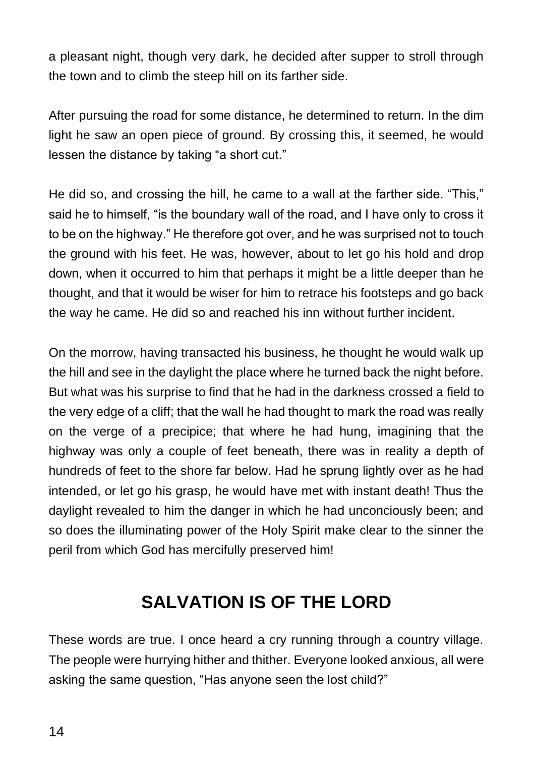a pleasant night, though very dark, he decided after supper to stroll through the town and to climb the steep hill on its farther side.

After pursuing the road for some distance, he determined to return. In the dim light he saw an open piece of ground. By crossing this, it seemed, he would lessen the distance by taking "a short cut."

He did so, and crossing the hill, he came to a wall at the farther side. "This," said he to himself, "is the boundary wall of the road, and I have only to cross it to be on the highway." He therefore got over, and he was surprised not to touch the ground with his feet. He was, however, about to let go his hold and drop down, when it occurred to him that perhaps it might be a little deeper than he thought, and that it would be wiser for him to retrace his footsteps and go back the way he came. He did so and reached his inn without further incident.

On the morrow, having transacted his business, he thought he would walk up the hill and see in the daylight the place where he turned back the night before. But what was his surprise to find that he had in the darkness crossed a field to the very edge of a cliff; that the wall he had thought to mark the road was really on the verge of a precipice; that where he had hung, imagining that the highway was only a couple of feet beneath, there was in reality a depth of hundreds of feet to the shore far below. Had he sprung lightly over as he had intended, or let go his grasp, he would have met with instant death! Thus the daylight revealed to him the danger in which he had unconciously been; and so does the illuminating power of the Holy Spirit make clear to the sinner the peril from which God has mercifully preserved him!

## SALVATION IS OF THE LORD

These words are true. I once heard a cry running through a country village. The people were hurrying hither and thither. Everyone looked anxious, all were asking the same question, "Has anyone seen the lost child?"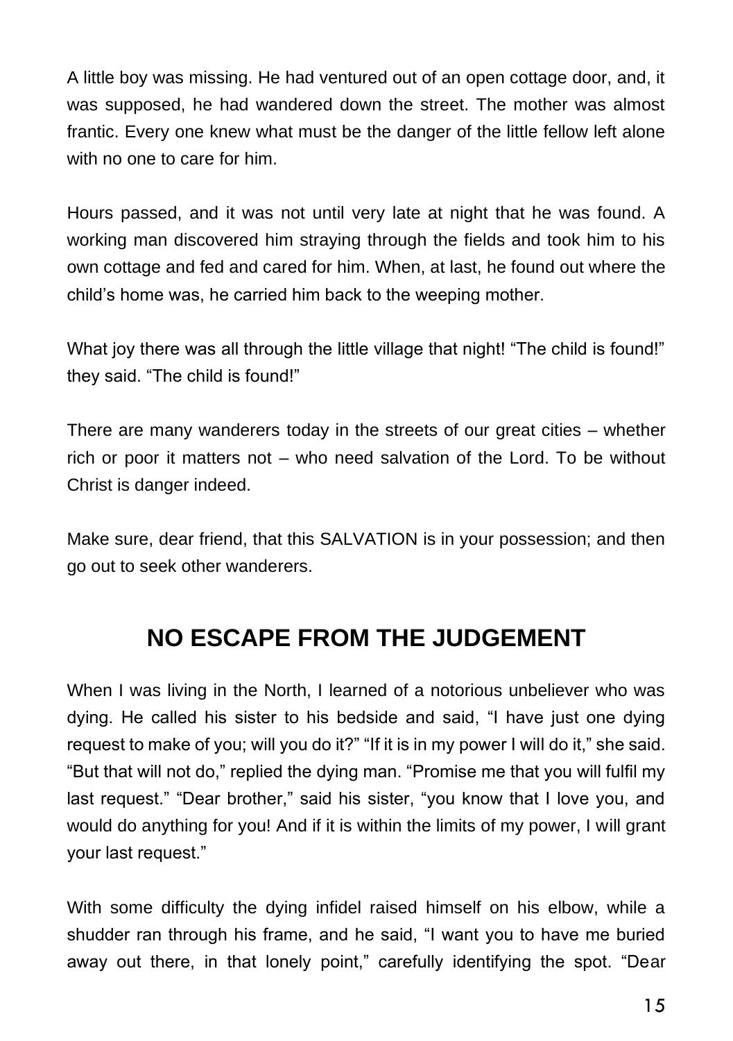A little boy was missing. He had ventured out of an open cottage door, and, it was supposed, he had wandered down the street. The mother was almost frantic. Every one knew what must be the danger of the little fellow left alone with no one to care for him.

Hours passed, and it was not until very late at night that he was found. A working man discovered him straying through the fields and took him to his own cottage and fed and cared for him. When, at last, he found out where the child's home was, he carried him back to the weeping mother.

What joy there was all through the little village that night! "The child is found!" they said. "The child is found!"

There are many wanderers today in the streets of our great cities – whether rich or poor it matters not – who need salvation of the Lord. To be without Christ is danger indeed.

Make sure, dear friend, that this SALVATION is in your possession; and then go out to seek other wanderers.

## NO ESCAPE FROM THE JUDGEMENT

When I was living in the North, I learned of a notorious unbeliever who was dying. He called his sister to his bedside and said, "I have just one dying request to make of you; will you do it?" "If it is in my power I will do it," she said. "But that will not do," replied the dying man. "Promise me that you will fulfil my last request." "Dear brother," said his sister, "you know that I love you, and would do anything for you! And if it is within the limits of my power, I will grant your last request."

With some difficulty the dying infidel raised himself on his elbow, while a shudder ran through his frame, and he said, "I want you to have me buried away out there, in that lonely point," carefully identifying the spot. "Dear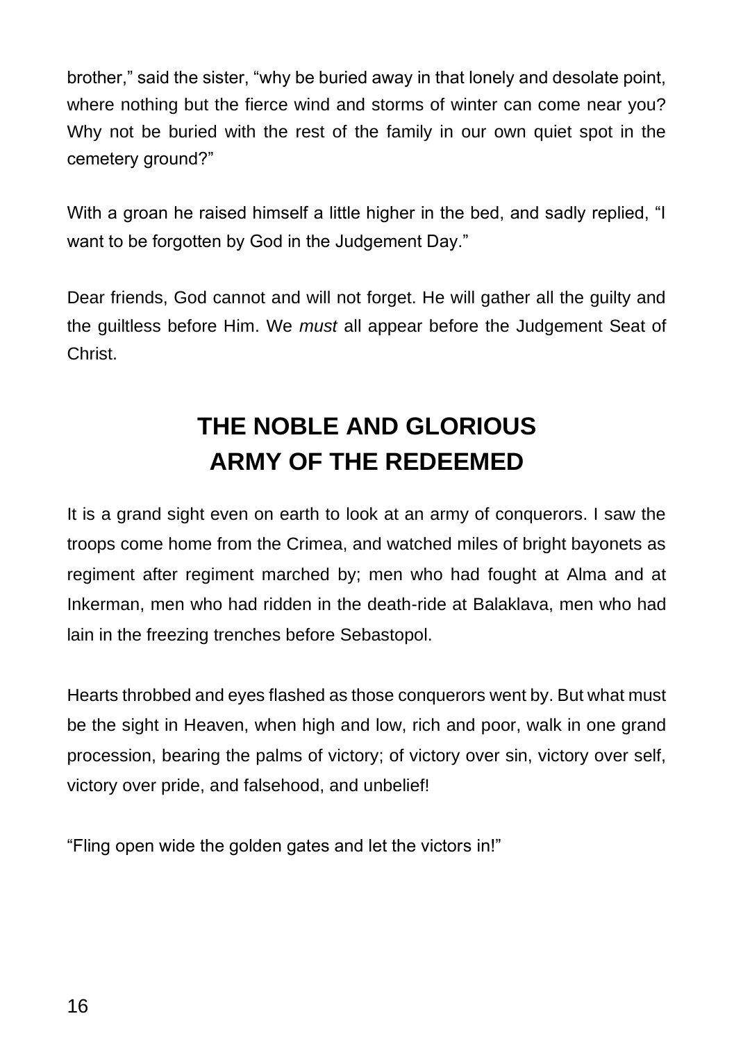brother," said the sister, "why be buried away in that lonely and desolate point, where nothing but the fierce wind and storms of winter can come near you? Why not be buried with the rest of the family in our own quiet spot in the cemetery ground?"

With a groan he raised himself a little higher in the bed, and sadly replied, "I want to be forgotten by God in the Judgement Day."

Dear friends, God cannot and will not forget. He will gather all the guilty and the guiltless before Him. We *must* all appear before the Judgement Seat of Christ.

## THE NOBLE AND GLORIOUS ARMY OF THE REDEEMED

It is a grand sight even on earth to look at an army of conquerors. I saw the troops come home from the Crimea, and watched miles of bright bayonets as regiment after regiment marched by; men who had fought at Alma and at Inkerman, men who had ridden in the death-ride at Balaklava, men who had lain in the freezing trenches before Sebastopol.

Hearts throbbed and eyes flashed as those conquerors went by. But what must be the sight in Heaven, when high and low, rich and poor, walk in one grand procession, bearing the palms of victory; of victory over sin, victory over self, victory over pride, and falsehood, and unbelief!

"Fling open wide the golden gates and let the victors in!"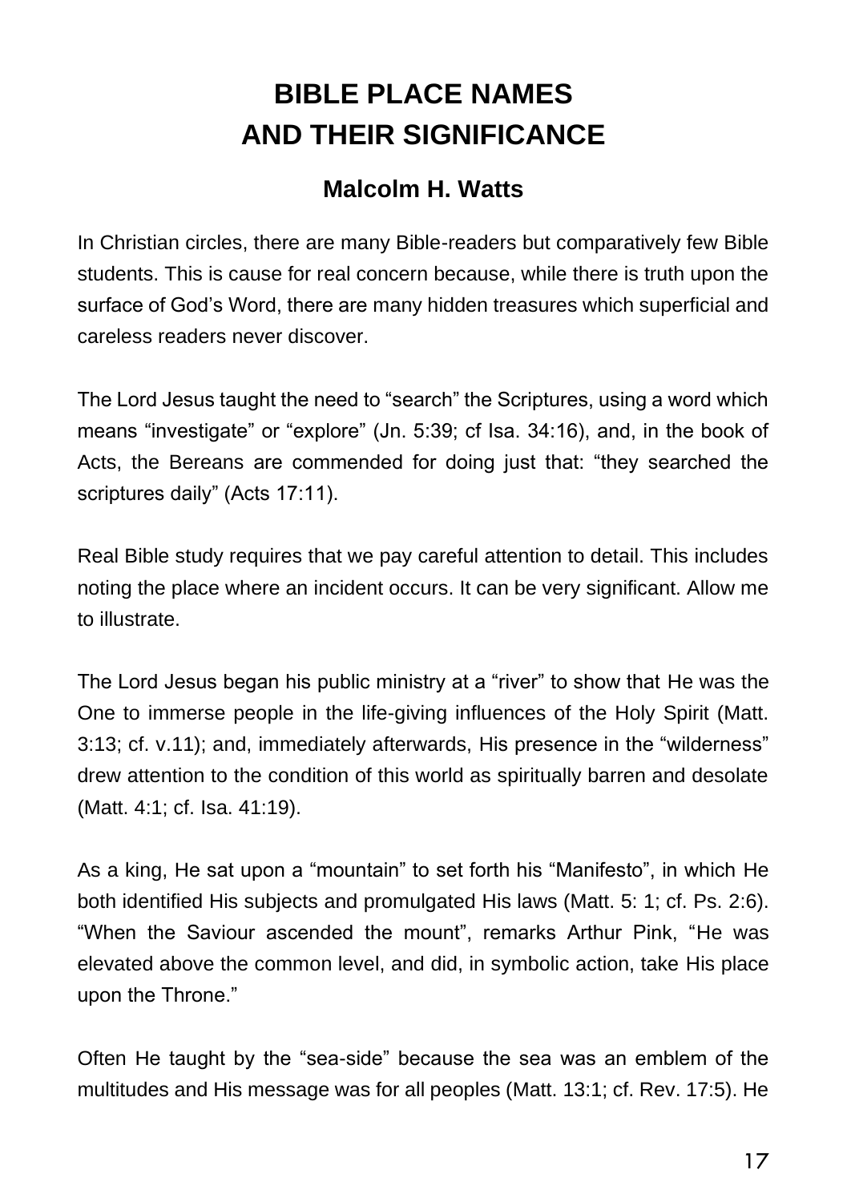# BIBLE PLACE NAMES AND THEIR SIGNIFICANCE

### Malcolm H. Watts

In Christian circles, there are many Bible-readers but comparatively few Bible students. This is cause for real concern because, while there is truth upon the surface of God's Word, there are many hidden treasures which superficial and careless readers never discover.

The Lord Jesus taught the need to "search" the Scriptures, using a word which means "investigate" or "explore" (Jn. 5:39; cf Isa. 34:16), and, in the book of Acts, the Bereans are commended for doing just that: "they searched the scriptures daily" (Acts 17:11).

Real Bible study requires that we pay careful attention to detail. This includes noting the place where an incident occurs. It can be very significant. Allow me to illustrate.

The Lord Jesus began his public ministry at a "river" to show that He was the One to immerse people in the life-giving influences of the Holy Spirit (Matt. 3:13; cf. v.11); and, immediately afterwards, His presence in the "wilderness" drew attention to the condition of this world as spiritually barren and desolate (Matt. 4:1; cf. Isa. 41:19).

As a king, He sat upon a "mountain" to set forth his "Manifesto", in which He both identified His subjects and promulgated His laws (Matt. 5: 1; cf. Ps. 2:6). "When the Saviour ascended the mount", remarks Arthur Pink, "He was elevated above the common level, and did, in symbolic action, take His place upon the Throne."

Often He taught by the "sea-side" because the sea was an emblem of the multitudes and His message was for all peoples (Matt. 13:1; cf. Rev. 17:5). He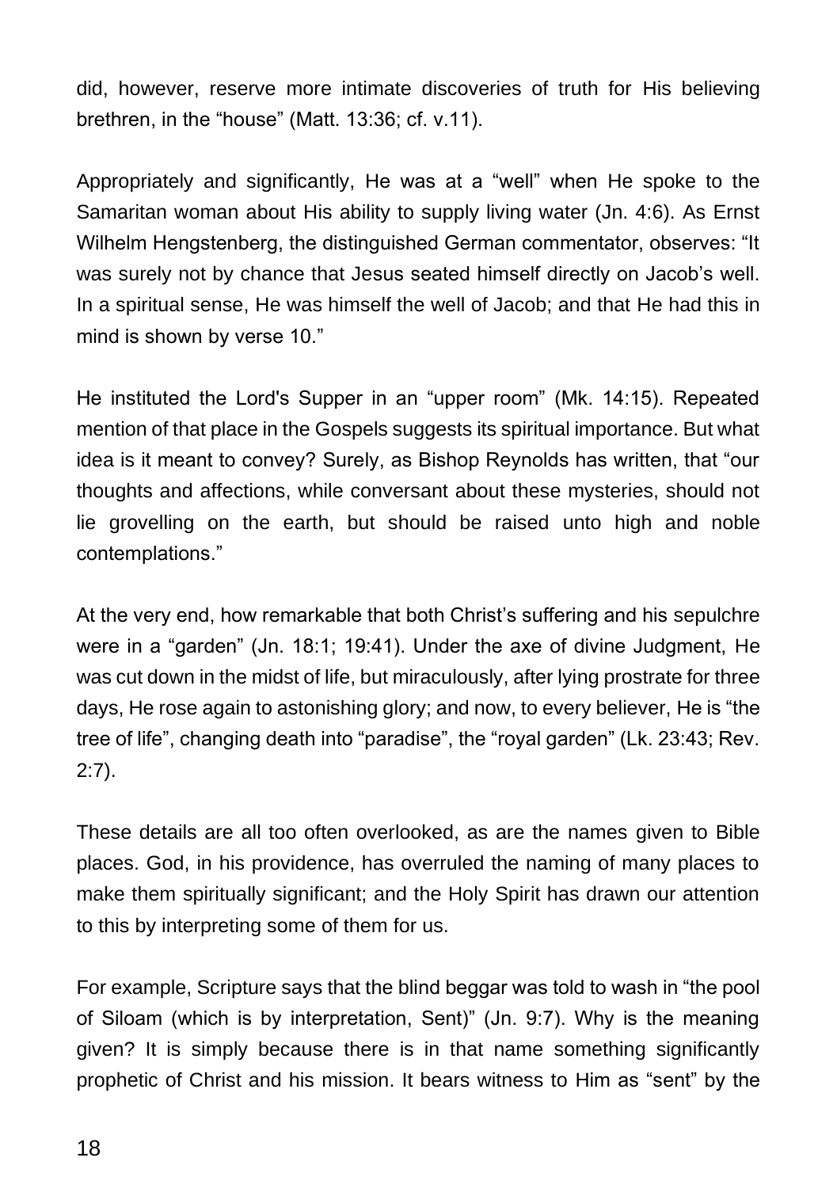did, however, reserve more intimate discoveries of truth for His believing brethren, in the "house" (Matt. 13:36; cf. v.11).

Appropriately and significantly, He was at a "well" when He spoke to the Samaritan woman about His ability to supply living water (Jn. 4:6). As Ernst Wilhelm Hengstenberg, the distinguished German commentator, observes: "It was surely not by chance that Jesus seated himself directly on Jacob's well. In a spiritual sense, He was himself the well of Jacob; and that He had this in mind is shown by verse 10."

He instituted the Lord's Supper in an "upper room" (Mk. 14:15). Repeated mention of that place in the Gospels suggests its spiritual importance. But what idea is it meant to convey? Surely, as Bishop Reynolds has written, that "our thoughts and affections, while conversant about these mysteries, should not lie grovelling on the earth, but should be raised unto high and noble contemplations."

At the very end, how remarkable that both Christ's suffering and his sepulchre were in a "garden" (Jn. 18:1; 19:41). Under the axe of divine Judgment, He was cut down in the midst of life, but miraculously, after lying prostrate for three days, He rose again to astonishing glory; and now, to every believer, He is "the tree of life", changing death into "paradise", the "royal garden" (Lk. 23:43; Rev. 2:7).

These details are all too often overlooked, as are the names given to Bible places. God, in his providence, has overruled the naming of many places to make them spiritually significant; and the Holy Spirit has drawn our attention to this by interpreting some of them for us.

For example, Scripture says that the blind beggar was told to wash in "the pool of Siloam (which is by interpretation, Sent)" (Jn. 9:7). Why is the meaning given? It is simply because there is in that name something significantly prophetic of Christ and his mission. It bears witness to Him as "sent" by the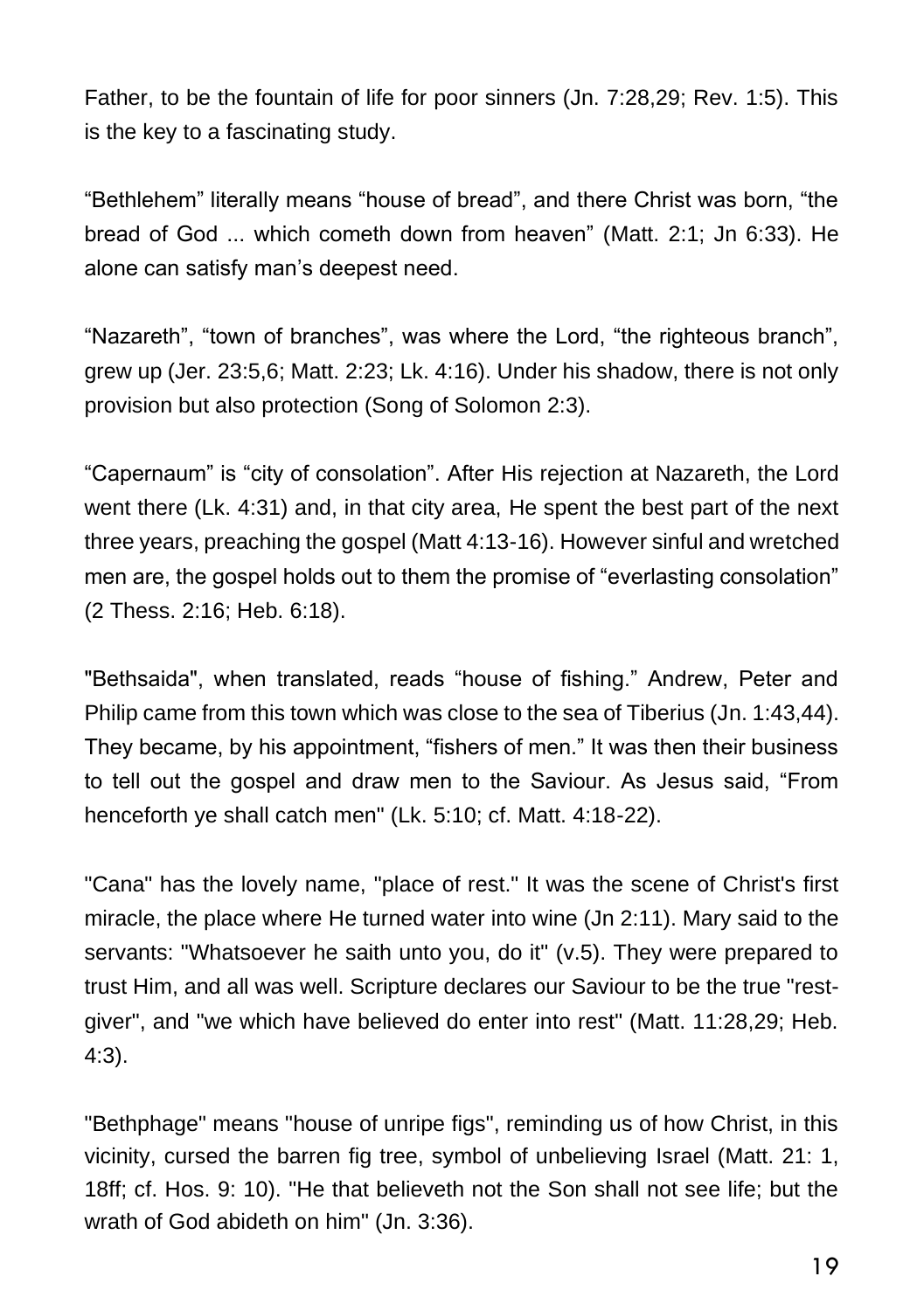Father, to be the fountain of life for poor sinners (Jn. 7:28,29; Rev. 1:5). This is the key to a fascinating study.

“Bethlehem” literally means “house of bread”, and there Christ was born, “the bread of God ... which cometh down from heaven” (Matt. 2:1; Jn 6:33). He alone can satisfy man’s deepest need.

“Nazareth”, “town of branches”, was where the Lord, “the righteous branch”, grew up (Jer. 23:5,6; Matt. 2:23; Lk. 4:16). Under his shadow, there is not only provision but also protection (Song of Solomon 2:3).

“Capernaum” is “city of consolation”. After His rejection at Nazareth, the Lord went there (Lk. 4:31) and, in that city area, He spent the best part of the next three years, preaching the gospel (Matt 4:13-16). However sinful and wretched men are, the gospel holds out to them the promise of “everlasting consolation” (2 Thess. 2:16; Heb. 6:18).

"Bethsaida", when translated, reads “house of fishing.” Andrew, Peter and Philip came from this town which was close to the sea of Tiberius (Jn. 1:43,44). They became, by his appointment, “fishers of men.” It was then their business to tell out the gospel and draw men to the Saviour. As Jesus said, “From henceforth ye shall catch men" (Lk. 5:10; cf. Matt. 4:18-22).

"Cana" has the lovely name, "place of rest." It was the scene of Christ's first miracle, the place where He turned water into wine (Jn 2:11). Mary said to the servants: "Whatsoever he saith unto you, do it" (v.5). They were prepared to trust Him, and all was well. Scripture declares our Saviour to be the true "rest-giver", and "we which have believed do enter into rest" (Matt. 11:28,29; Heb. 4:3).

"Bethphage" means "house of unripe figs", reminding us of how Christ, in this vicinity, cursed the barren fig tree, symbol of unbelieving Israel (Matt. 21: 1, 18ff; cf. Hos. 9: 10). "He that believeth not the Son shall not see life; but the wrath of God abideth on him" (Jn. 3:36).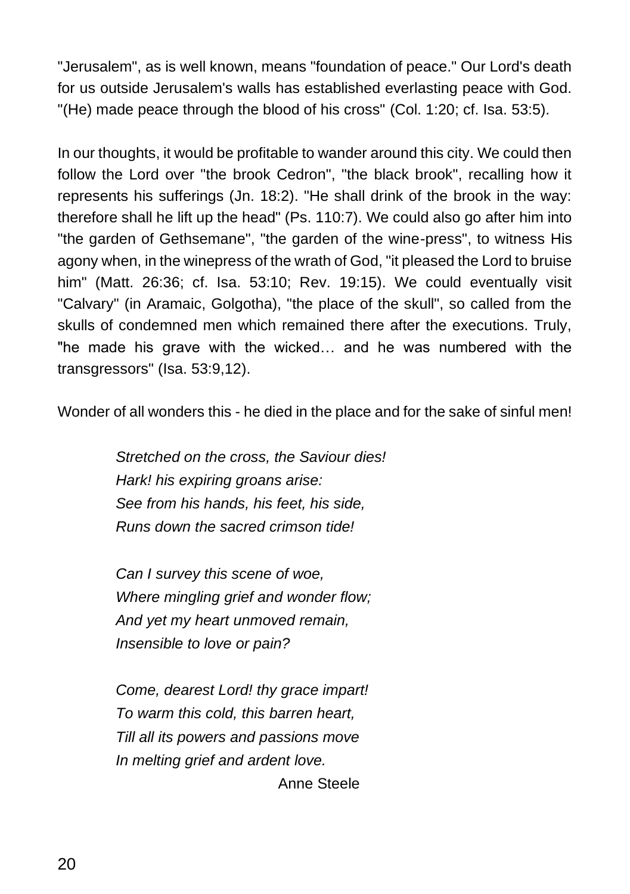"Jerusalem", as is well known, means "foundation of peace." Our Lord's death for us outside Jerusalem's walls has established everlasting peace with God. "(He) made peace through the blood of his cross" (Col. 1:20; cf. Isa. 53:5).

In our thoughts, it would be profitable to wander around this city. We could then follow the Lord over "the brook Cedron", "the black brook", recalling how it represents his sufferings (Jn. 18:2). "He shall drink of the brook in the way: therefore shall he lift up the head" (Ps. 110:7). We could also go after him into "the garden of Gethsemane", "the garden of the wine-press", to witness His agony when, in the winepress of the wrath of God, "it pleased the Lord to bruise him" (Matt. 26:36; cf. Isa. 53:10; Rev. 19:15). We could eventually visit "Calvary" (in Aramaic, Golgotha), "the place of the skull", so called from the skulls of condemned men which remained there after the executions. Truly, "he made his grave with the wicked… and he was numbered with the transgressors" (Isa. 53:9,12).

Wonder of all wonders this - he died in the place and for the sake of sinful men!

*Stretched on the cross, the Saviour dies!*
*Hark! his expiring groans arise:*
*See from his hands, his feet, his side,*
*Runs down the sacred crimson tide!*

*Can I survey this scene of woe,*
*Where mingling grief and wonder flow;*
*And yet my heart unmoved remain,*
*Insensible to love or pain?*

*Come, dearest Lord! thy grace impart!*
*To warm this cold, this barren heart,*
*Till all its powers and passions move*
*In melting grief and ardent love.*

Anne Steele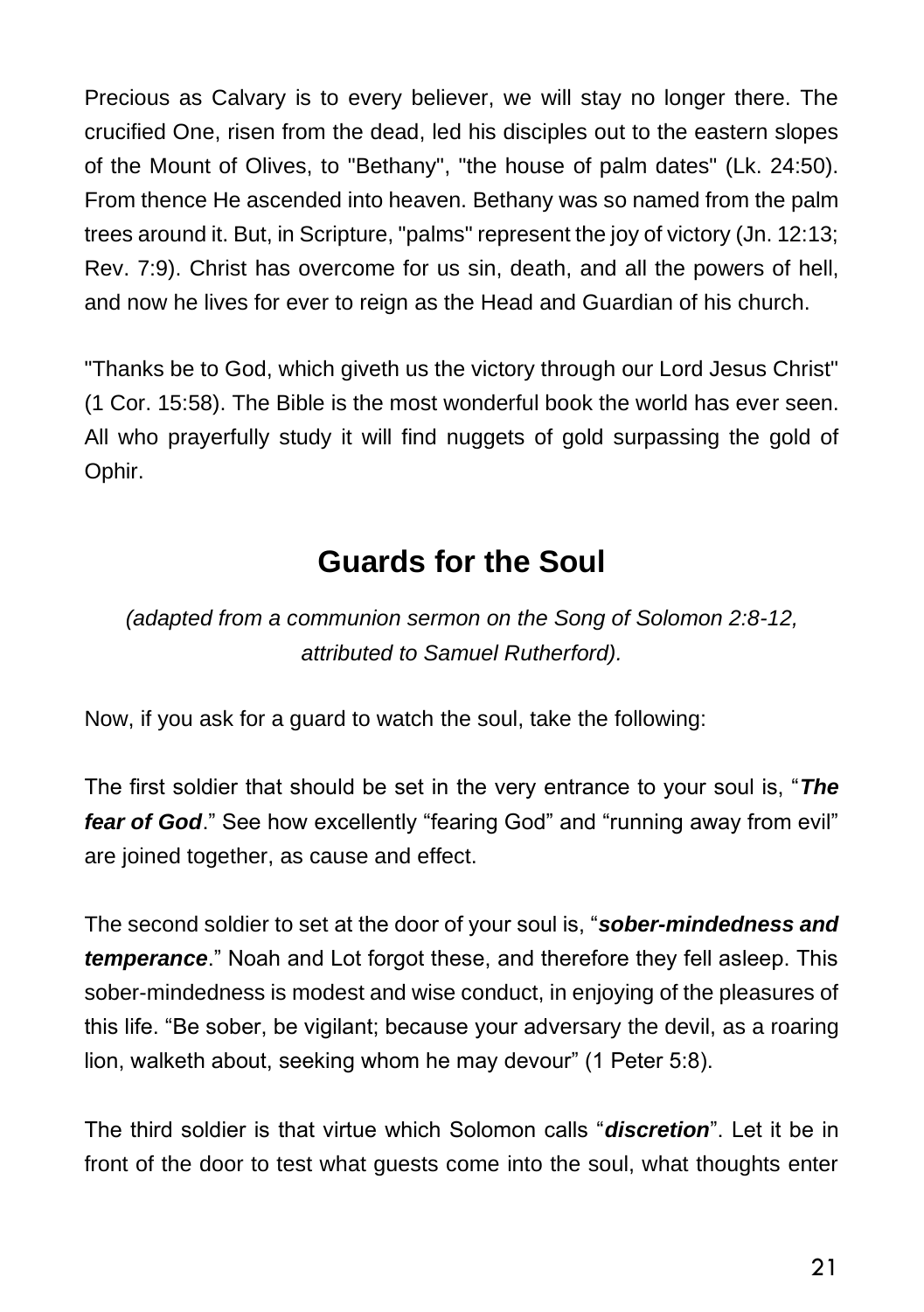Precious as Calvary is to every believer, we will stay no longer there. The crucified One, risen from the dead, led his disciples out to the eastern slopes of the Mount of Olives, to "Bethany", "the house of palm dates" (Lk. 24:50). From thence He ascended into heaven. Bethany was so named from the palm trees around it. But, in Scripture, "palms" represent the joy of victory (Jn. 12:13; Rev. 7:9). Christ has overcome for us sin, death, and all the powers of hell, and now he lives for ever to reign as the Head and Guardian of his church.

"Thanks be to God, which giveth us the victory through our Lord Jesus Christ" (1 Cor. 15:58). The Bible is the most wonderful book the world has ever seen. All who prayerfully study it will find nuggets of gold surpassing the gold of Ophir.

## Guards for the Soul

*(adapted from a communion sermon on the Song of Solomon 2:8-12, attributed to Samuel Rutherford).*

Now, if you ask for a guard to watch the soul, take the following:

The first soldier that should be set in the very entrance to your soul is, "***The fear of God***." See how excellently "fearing God" and "running away from evil" are joined together, as cause and effect.

The second soldier to set at the door of your soul is, "***sober-mindedness and temperance***." Noah and Lot forgot these, and therefore they fell asleep. This sober-mindedness is modest and wise conduct, in enjoying of the pleasures of this life. "Be sober, be vigilant; because your adversary the devil, as a roaring lion, walketh about, seeking whom he may devour" (1 Peter 5:8).

The third soldier is that virtue which Solomon calls "***discretion***". Let it be in front of the door to test what guests come into the soul, what thoughts enter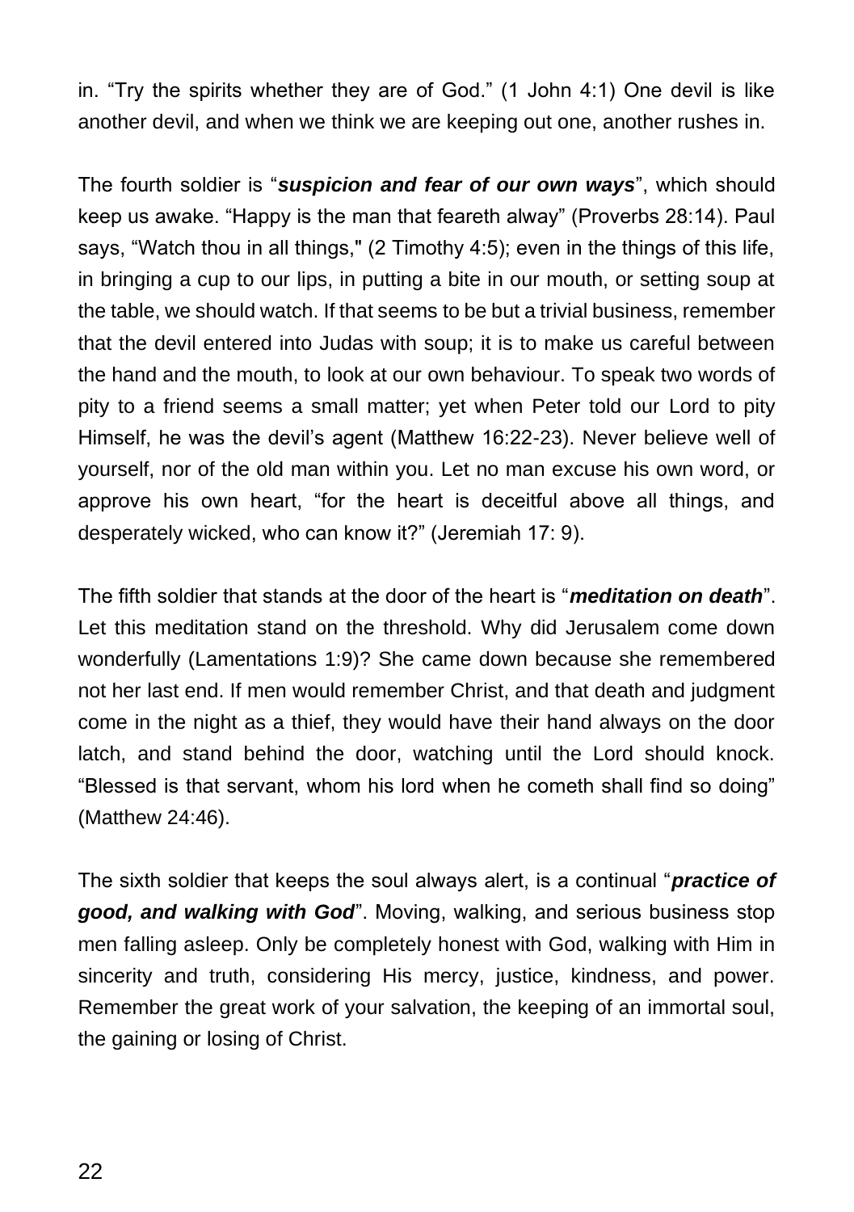in. “Try the spirits whether they are of God.” (1 John 4:1) One devil is like another devil, and when we think we are keeping out one, another rushes in.

The fourth soldier is “***suspicion and fear of our own ways***”, which should keep us awake. “Happy is the man that feareth alway” (Proverbs 28:14). Paul says, “Watch thou in all things," (2 Timothy 4:5); even in the things of this life, in bringing a cup to our lips, in putting a bite in our mouth, or setting soup at the table, we should watch. If that seems to be but a trivial business, remember that the devil entered into Judas with soup; it is to make us careful between the hand and the mouth, to look at our own behaviour. To speak two words of pity to a friend seems a small matter; yet when Peter told our Lord to pity Himself, he was the devil’s agent (Matthew 16:22-23). Never believe well of yourself, nor of the old man within you. Let no man excuse his own word, or approve his own heart, “for the heart is deceitful above all things, and desperately wicked, who can know it?” (Jeremiah 17: 9).

The fifth soldier that stands at the door of the heart is “***meditation on death***”. Let this meditation stand on the threshold. Why did Jerusalem come down wonderfully (Lamentations 1:9)? She came down because she remembered not her last end. If men would remember Christ, and that death and judgment come in the night as a thief, they would have their hand always on the door latch, and stand behind the door, watching until the Lord should knock. “Blessed is that servant, whom his lord when he cometh shall find so doing” (Matthew 24:46).

The sixth soldier that keeps the soul always alert, is a continual “***practice of good, and walking with God***”. Moving, walking, and serious business stop men falling asleep. Only be completely honest with God, walking with Him in sincerity and truth, considering His mercy, justice, kindness, and power. Remember the great work of your salvation, the keeping of an immortal soul, the gaining or losing of Christ.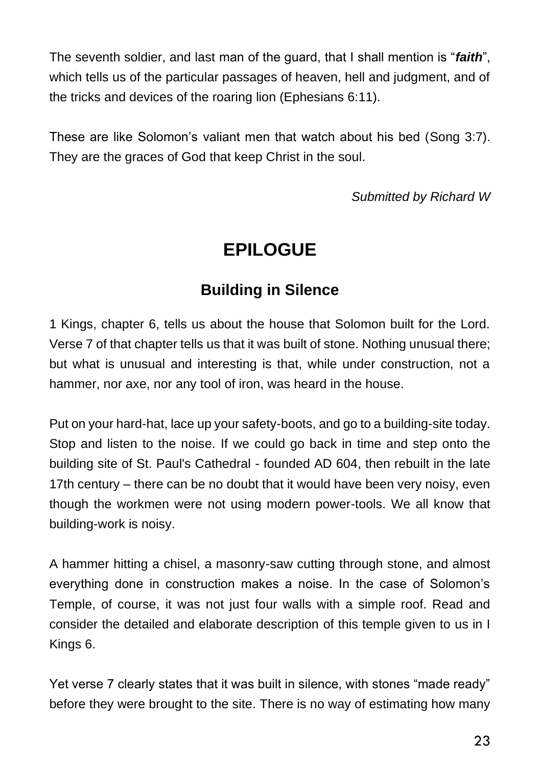The seventh soldier, and last man of the guard, that I shall mention is "***faith***", which tells us of the particular passages of heaven, hell and judgment, and of the tricks and devices of the roaring lion (Ephesians 6:11).

These are like Solomon's valiant men that watch about his bed (Song 3:7). They are the graces of God that keep Christ in the soul.

*Submitted by Richard W*

# EPILOGUE

## Building in Silence

1 Kings, chapter 6, tells us about the house that Solomon built for the Lord. Verse 7 of that chapter tells us that it was built of stone. Nothing unusual there; but what is unusual and interesting is that, while under construction, not a hammer, nor axe, nor any tool of iron, was heard in the house.

Put on your hard-hat, lace up your safety-boots, and go to a building-site today. Stop and listen to the noise. If we could go back in time and step onto the building site of St. Paul's Cathedral - founded AD 604, then rebuilt in the late 17th century – there can be no doubt that it would have been very noisy, even though the workmen were not using modern power-tools. We all know that building-work is noisy.

A hammer hitting a chisel, a masonry-saw cutting through stone, and almost everything done in construction makes a noise. In the case of Solomon's Temple, of course, it was not just four walls with a simple roof. Read and consider the detailed and elaborate description of this temple given to us in I Kings 6.

Yet verse 7 clearly states that it was built in silence, with stones "made ready" before they were brought to the site. There is no way of estimating how many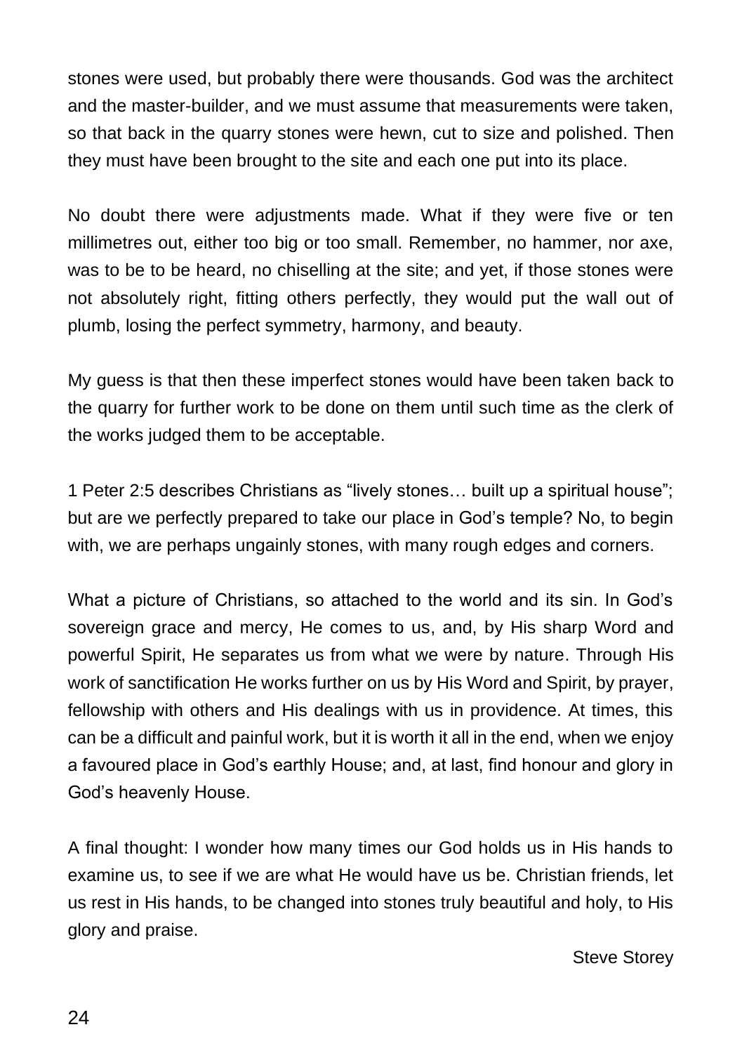stones were used, but probably there were thousands. God was the architect and the master-builder, and we must assume that measurements were taken, so that back in the quarry stones were hewn, cut to size and polished. Then they must have been brought to the site and each one put into its place.

No doubt there were adjustments made. What if they were five or ten millimetres out, either too big or too small. Remember, no hammer, nor axe, was to be to be heard, no chiselling at the site; and yet, if those stones were not absolutely right, fitting others perfectly, they would put the wall out of plumb, losing the perfect symmetry, harmony, and beauty.

My guess is that then these imperfect stones would have been taken back to the quarry for further work to be done on them until such time as the clerk of the works judged them to be acceptable.

1 Peter 2:5 describes Christians as "lively stones… built up a spiritual house"; but are we perfectly prepared to take our place in God's temple? No, to begin with, we are perhaps ungainly stones, with many rough edges and corners.

What a picture of Christians, so attached to the world and its sin. In God's sovereign grace and mercy, He comes to us, and, by His sharp Word and powerful Spirit, He separates us from what we were by nature. Through His work of sanctification He works further on us by His Word and Spirit, by prayer, fellowship with others and His dealings with us in providence. At times, this can be a difficult and painful work, but it is worth it all in the end, when we enjoy a favoured place in God's earthly House; and, at last, find honour and glory in God's heavenly House.

A final thought: I wonder how many times our God holds us in His hands to examine us, to see if we are what He would have us be. Christian friends, let us rest in His hands, to be changed into stones truly beautiful and holy, to His glory and praise.

Steve Storey